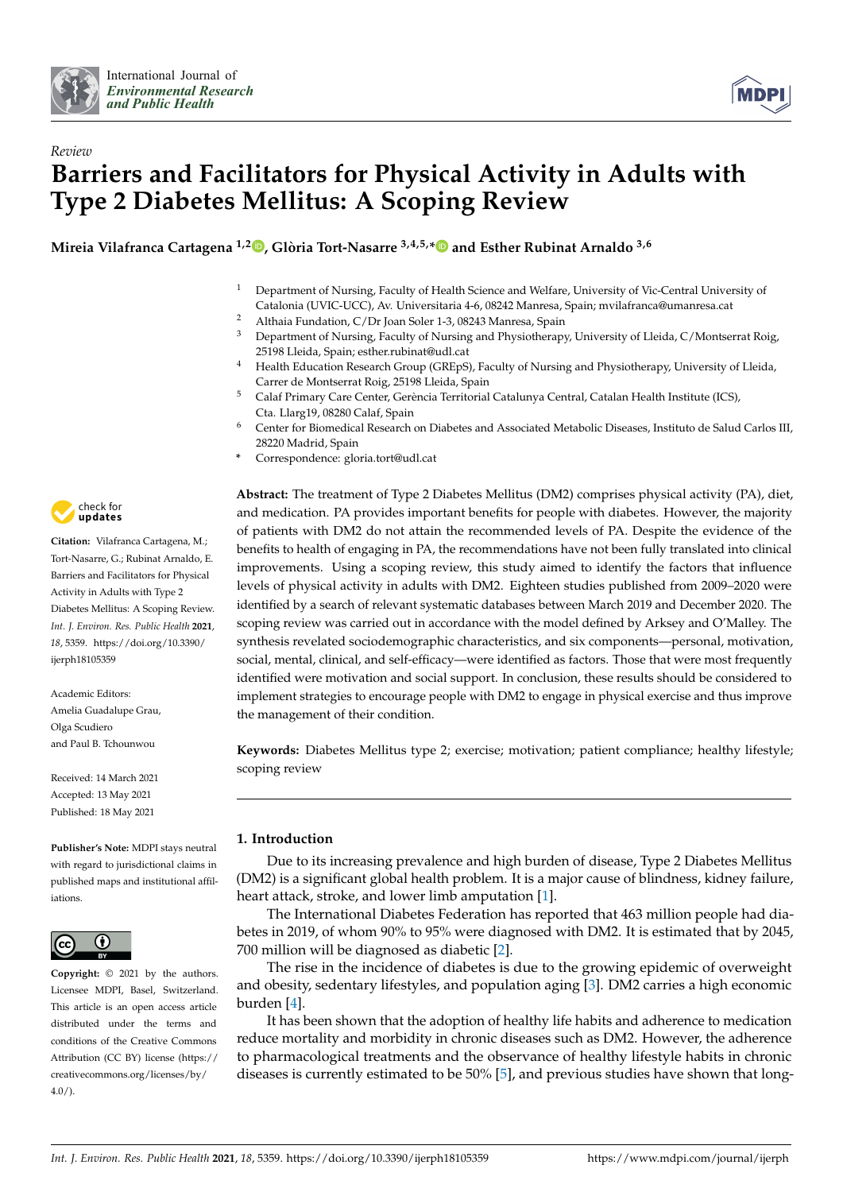*Review*

# Barriers and Facilitators for Physical Activity in Adults with Type 2 Diabetes Mellitus: A Scoping Review

**Mireia Vilafranca Cartagena [1,2], Glòria Tort-Nasarre [3,4,5,*] and Esther Rubinat Arnaldo [3,6]**

1. Department of Nursing, Faculty of Health Science and Welfare, University of Vic-Central University of Catalonia (UVIC-UCC), Av. Universitaria 4-6, 08242 Manresa, Spain; mvilafranca@umanresa.cat
2. Althaia Fundation, C/Dr Joan Soler 1-3, 08243 Manresa, Spain
3. Department of Nursing, Faculty of Nursing and Physiotherapy, University of Lleida, C/Montserrat Roig, 25198 Lleida, Spain; esther.rubinat@udl.cat
4. Health Education Research Group (GREpS), Faculty of Nursing and Physiotherapy, University of Lleida, Carrer de Montserrat Roig, 25198 Lleida, Spain
5. Calaf Primary Care Center, Gerència Territorial Catalunya Central, Catalan Health Institute (ICS), Cta. Llarg19, 08280 Calaf, Spain
6. Center for Biomedical Research on Diabetes and Associated Metabolic Diseases, Instituto de Salud Carlos III, 28220 Madrid, Spain

\* Correspondence: gloria.tort@udl.cat

**Citation:** Vilafranca Cartagena, M.; Tort-Nasarre, G.; Rubinat Arnaldo, E. Barriers and Facilitators for Physical Activity in Adults with Type 2 Diabetes Mellitus: A Scoping Review. *Int. J. Environ. Res. Public Health* **2021**, *18*, 5359. https://doi.org/10.3390/ijerph18105359

Academic Editors: Amelia Guadalupe Grau, Olga Scudiero and Paul B. Tchounwou

Received: 14 March 2021
Accepted: 13 May 2021
Published: 18 May 2021

**Publisher's Note:** MDPI stays neutral with regard to jurisdictional claims in published maps and institutional affiliations.

**Copyright:** © 2021 by the authors. Licensee MDPI, Basel, Switzerland. This article is an open access article distributed under the terms and conditions of the Creative Commons Attribution (CC BY) license (https://creativecommons.org/licenses/by/4.0/).

**Abstract:** The treatment of Type 2 Diabetes Mellitus (DM2) comprises physical activity (PA), diet, and medication. PA provides important benefits for people with diabetes. However, the majority of patients with DM2 do not attain the recommended levels of PA. Despite the evidence of the benefits to health of engaging in PA, the recommendations have not been fully translated into clinical improvements. Using a scoping review, this study aimed to identify the factors that influence levels of physical activity in adults with DM2. Eighteen studies published from 2009–2020 were identified by a search of relevant systematic databases between March 2019 and December 2020. The scoping review was carried out in accordance with the model defined by Arksey and O'Malley. The synthesis revelated sociodemographic characteristics, and six components—personal, motivation, social, mental, clinical, and self-efficacy—were identified as factors. Those that were most frequently identified were motivation and social support. In conclusion, these results should be considered to implement strategies to encourage people with DM2 to engage in physical exercise and thus improve the management of their condition.

**Keywords:** Diabetes Mellitus type 2; exercise; motivation; patient compliance; healthy lifestyle; scoping review

## 1. Introduction

Due to its increasing prevalence and high burden of disease, Type 2 Diabetes Mellitus (DM2) is a significant global health problem. It is a major cause of blindness, kidney failure, heart attack, stroke, and lower limb amputation [1].

The International Diabetes Federation has reported that 463 million people had diabetes in 2019, of whom 90% to 95% were diagnosed with DM2. It is estimated that by 2045, 700 million will be diagnosed as diabetic [2].

The rise in the incidence of diabetes is due to the growing epidemic of overweight and obesity, sedentary lifestyles, and population aging [3]. DM2 carries a high economic burden [4].

It has been shown that the adoption of healthy life habits and adherence to medication reduce mortality and morbidity in chronic diseases such as DM2. However, the adherence to pharmacological treatments and the observance of healthy lifestyle habits in chronic diseases is currently estimated to be 50% [5], and previous studies have shown that long-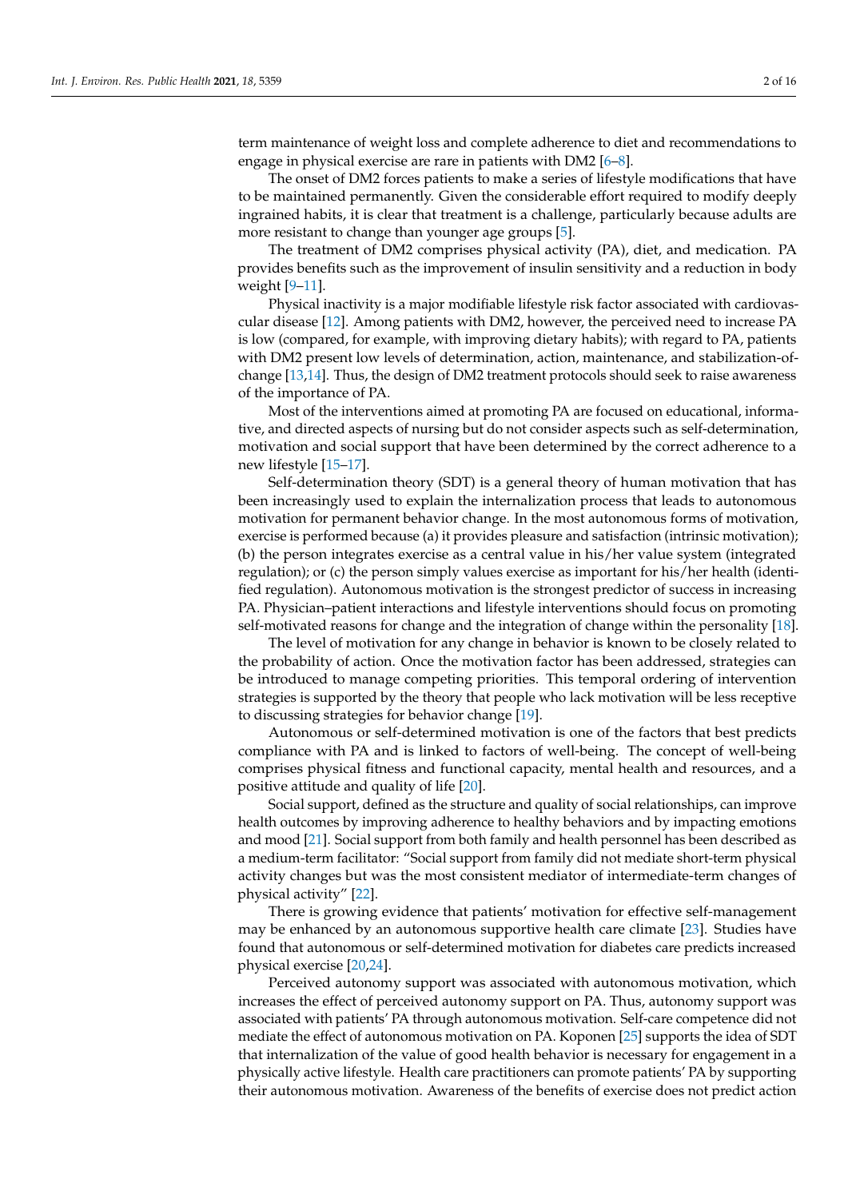term maintenance of weight loss and complete adherence to diet and recommendations to engage in physical exercise are rare in patients with DM2 [6–8].

The onset of DM2 forces patients to make a series of lifestyle modifications that have to be maintained permanently. Given the considerable effort required to modify deeply ingrained habits, it is clear that treatment is a challenge, particularly because adults are more resistant to change than younger age groups [5].

The treatment of DM2 comprises physical activity (PA), diet, and medication. PA provides benefits such as the improvement of insulin sensitivity and a reduction in body weight [9–11].

Physical inactivity is a major modifiable lifestyle risk factor associated with cardiovascular disease [12]. Among patients with DM2, however, the perceived need to increase PA is low (compared, for example, with improving dietary habits); with regard to PA, patients with DM2 present low levels of determination, action, maintenance, and stabilization-of-change [13,14]. Thus, the design of DM2 treatment protocols should seek to raise awareness of the importance of PA.

Most of the interventions aimed at promoting PA are focused on educational, informative, and directed aspects of nursing but do not consider aspects such as self-determination, motivation and social support that have been determined by the correct adherence to a new lifestyle [15–17].

Self-determination theory (SDT) is a general theory of human motivation that has been increasingly used to explain the internalization process that leads to autonomous motivation for permanent behavior change. In the most autonomous forms of motivation, exercise is performed because (a) it provides pleasure and satisfaction (intrinsic motivation); (b) the person integrates exercise as a central value in his/her value system (integrated regulation); or (c) the person simply values exercise as important for his/her health (identified regulation). Autonomous motivation is the strongest predictor of success in increasing PA. Physician–patient interactions and lifestyle interventions should focus on promoting self-motivated reasons for change and the integration of change within the personality [18].

The level of motivation for any change in behavior is known to be closely related to the probability of action. Once the motivation factor has been addressed, strategies can be introduced to manage competing priorities. This temporal ordering of intervention strategies is supported by the theory that people who lack motivation will be less receptive to discussing strategies for behavior change [19].

Autonomous or self-determined motivation is one of the factors that best predicts compliance with PA and is linked to factors of well-being. The concept of well-being comprises physical fitness and functional capacity, mental health and resources, and a positive attitude and quality of life [20].

Social support, defined as the structure and quality of social relationships, can improve health outcomes by improving adherence to healthy behaviors and by impacting emotions and mood [21]. Social support from both family and health personnel has been described as a medium-term facilitator: "Social support from family did not mediate short-term physical activity changes but was the most consistent mediator of intermediate-term changes of physical activity" [22].

There is growing evidence that patients' motivation for effective self-management may be enhanced by an autonomous supportive health care climate [23]. Studies have found that autonomous or self-determined motivation for diabetes care predicts increased physical exercise [20,24].

Perceived autonomy support was associated with autonomous motivation, which increases the effect of perceived autonomy support on PA. Thus, autonomy support was associated with patients' PA through autonomous motivation. Self-care competence did not mediate the effect of autonomous motivation on PA. Koponen [25] supports the idea of SDT that internalization of the value of good health behavior is necessary for engagement in a physically active lifestyle. Health care practitioners can promote patients' PA by supporting their autonomous motivation. Awareness of the benefits of exercise does not predict action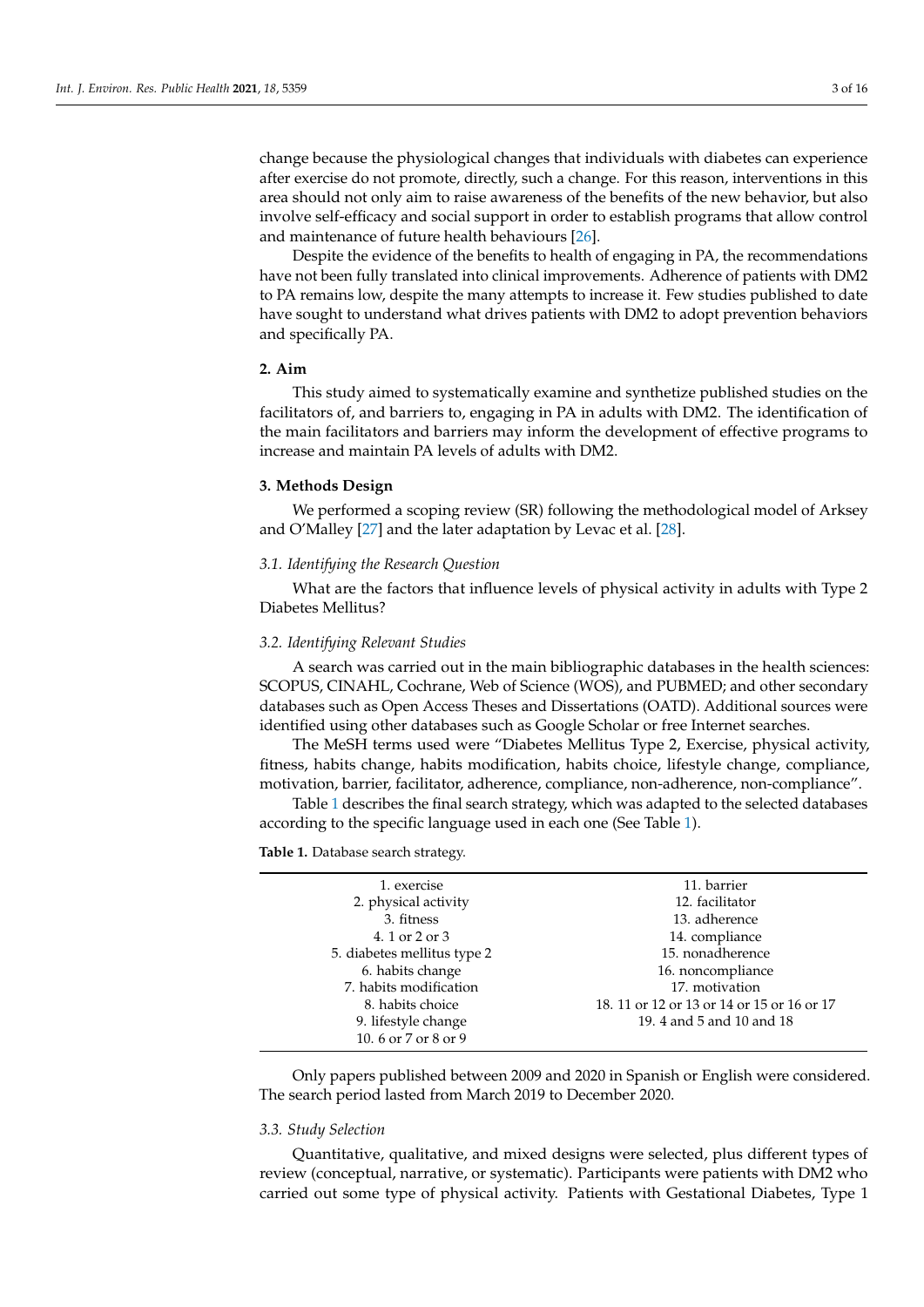change because the physiological changes that individuals with diabetes can experience after exercise do not promote, directly, such a change. For this reason, interventions in this area should not only aim to raise awareness of the benefits of the new behavior, but also involve self-efficacy and social support in order to establish programs that allow control and maintenance of future health behaviours [26].

Despite the evidence of the benefits to health of engaging in PA, the recommendations have not been fully translated into clinical improvements. Adherence of patients with DM2 to PA remains low, despite the many attempts to increase it. Few studies published to date have sought to understand what drives patients with DM2 to adopt prevention behaviors and specifically PA.

## 2. Aim

This study aimed to systematically examine and synthetize published studies on the facilitators of, and barriers to, engaging in PA in adults with DM2. The identification of the main facilitators and barriers may inform the development of effective programs to increase and maintain PA levels of adults with DM2.

## 3. Methods Design

We performed a scoping review (SR) following the methodological model of Arksey and O'Malley [27] and the later adaptation by Levac et al. [28].

### *3.1. Identifying the Research Question*

What are the factors that influence levels of physical activity in adults with Type 2 Diabetes Mellitus?

### *3.2. Identifying Relevant Studies*

A search was carried out in the main bibliographic databases in the health sciences: SCOPUS, CINAHL, Cochrane, Web of Science (WOS), and PUBMED; and other secondary databases such as Open Access Theses and Dissertations (OATD). Additional sources were identified using other databases such as Google Scholar or free Internet searches.

The MeSH terms used were "Diabetes Mellitus Type 2, Exercise, physical activity, fitness, habits change, habits modification, habits choice, lifestyle change, compliance, motivation, barrier, facilitator, adherence, compliance, non-adherence, non-compliance".

Table 1 describes the final search strategy, which was adapted to the selected databases according to the specific language used in each one (See Table 1).

**Table 1.** Database search strategy.

| | |
|---|---|
| 1. exercise | 11. barrier |
| 2. physical activity | 12. facilitator |
| 3. fitness | 13. adherence |
| 4. 1 or 2 or 3 | 14. compliance |
| 5. diabetes mellitus type 2 | 15. nonadherence |
| 6. habits change | 16. noncompliance |
| 7. habits modification | 17. motivation |
| 8. habits choice | 18. 11 or 12 or 13 or 14 or 15 or 16 or 17 |
| 9. lifestyle change | 19. 4 and 5 and 10 and 18 |
| 10. 6 or 7 or 8 or 9 | |

Only papers published between 2009 and 2020 in Spanish or English were considered. The search period lasted from March 2019 to December 2020.

### *3.3. Study Selection*

Quantitative, qualitative, and mixed designs were selected, plus different types of review (conceptual, narrative, or systematic). Participants were patients with DM2 who carried out some type of physical activity. Patients with Gestational Diabetes, Type 1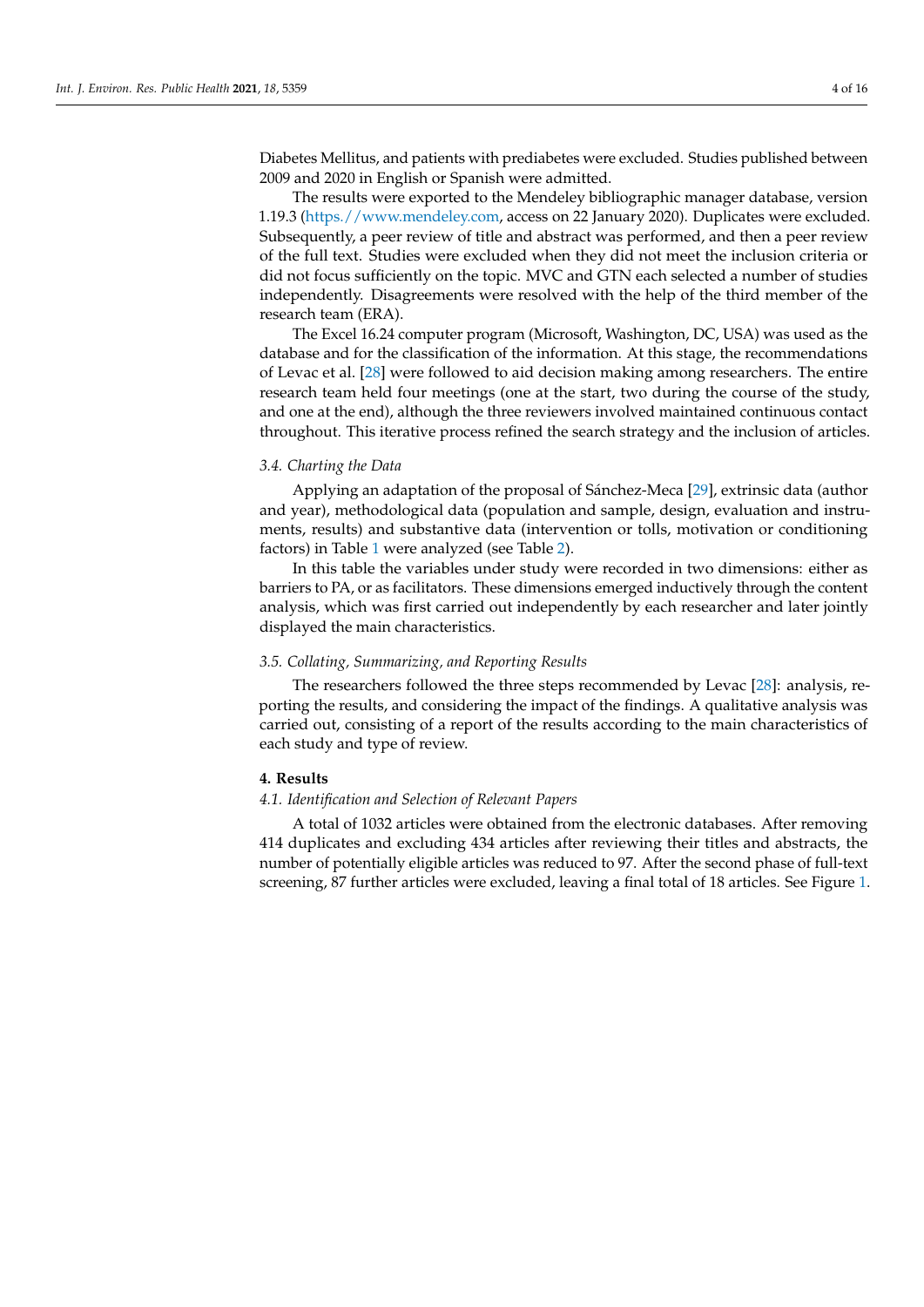Diabetes Mellitus, and patients with prediabetes were excluded. Studies published between 2009 and 2020 in English or Spanish were admitted.

The results were exported to the Mendeley bibliographic manager database, version 1.19.3 (https://www.mendeley.com, access on 22 January 2020). Duplicates were excluded. Subsequently, a peer review of title and abstract was performed, and then a peer review of the full text. Studies were excluded when they did not meet the inclusion criteria or did not focus sufficiently on the topic. MVC and GTN each selected a number of studies independently. Disagreements were resolved with the help of the third member of the research team (ERA).

The Excel 16.24 computer program (Microsoft, Washington, DC, USA) was used as the database and for the classification of the information. At this stage, the recommendations of Levac et al. [28] were followed to aid decision making among researchers. The entire research team held four meetings (one at the start, two during the course of the study, and one at the end), although the three reviewers involved maintained continuous contact throughout. This iterative process refined the search strategy and the inclusion of articles.

### *3.4. Charting the Data*

Applying an adaptation of the proposal of Sánchez-Meca [29], extrinsic data (author and year), methodological data (population and sample, design, evaluation and instruments, results) and substantive data (intervention or tolls, motivation or conditioning factors) in Table 1 were analyzed (see Table 2).

In this table the variables under study were recorded in two dimensions: either as barriers to PA, or as facilitators. These dimensions emerged inductively through the content analysis, which was first carried out independently by each researcher and later jointly displayed the main characteristics.

### *3.5. Collating, Summarizing, and Reporting Results*

The researchers followed the three steps recommended by Levac [28]: analysis, reporting the results, and considering the impact of the findings. A qualitative analysis was carried out, consisting of a report of the results according to the main characteristics of each study and type of review.

## **4. Results**

### *4.1. Identification and Selection of Relevant Papers*

A total of 1032 articles were obtained from the electronic databases. After removing 414 duplicates and excluding 434 articles after reviewing their titles and abstracts, the number of potentially eligible articles was reduced to 97. After the second phase of full-text screening, 87 further articles were excluded, leaving a final total of 18 articles. See Figure 1.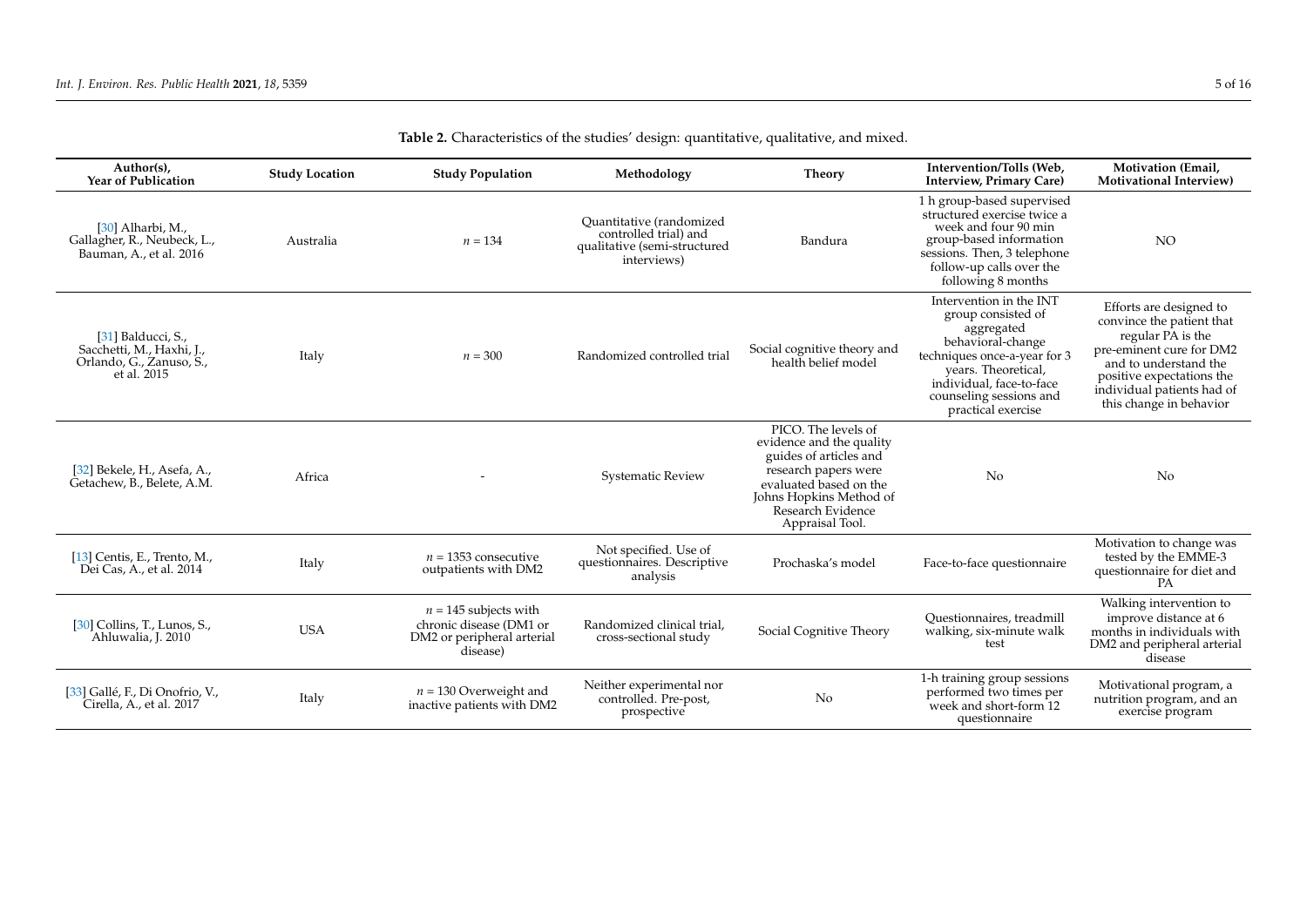**Table 2.** Characteristics of the studies' design: quantitative, qualitative, and mixed.

| Author(s), Year of Publication | Study Location | Study Population | Methodology | Theory | Intervention/Tolls (Web, Interview, Primary Care) | Motivation (Email, Motivational Interview) |
|---|---|---|---|---|---|---|
| [30] Alharbi, M., Gallagher, R., Neubeck, L., Bauman, A., et al. 2016 | Australia | $n = 134$ | Quantitative (randomized controlled trial) and qualitative (semi-structured interviews) | Bandura | 1 h group-based supervised structured exercise twice a week and four 90 min group-based information sessions. Then, 3 telephone follow-up calls over the following 8 months | NO |
| [31] Balducci, S., Sacchetti, M., Haxhi, J., Orlando, G., Zanuso, S., et al. 2015 | Italy | $n = 300$ | Randomized controlled trial | Social cognitive theory and health belief model | Intervention in the INT group consisted of aggregated behavioral-change techniques once-a-year for 3 years. Theoretical, individual, face-to-face counseling sessions and practical exercise | Efforts are designed to convince the patient that regular PA is the pre-eminent cure for DM2 and to understand the positive expectations the individual patients had of this change in behavior |
| [32] Bekele, H., Asefa, A., Getachew, B., Belete, A.M. | Africa | - | Systematic Review | PICO. The levels of evidence and the quality guides of articles and research papers were evaluated based on the Johns Hopkins Method of Research Evidence Appraisal Tool. | No | No |
| [13] Centis, E., Trento, M., Dei Cas, A., et al. 2014 | Italy | $n = 1353$ consecutive outpatients with DM2 | Not specified. Use of questionnaires. Descriptive analysis | Prochaska's model | Face-to-face questionnaire | Motivation to change was tested by the EMME-3 questionnaire for diet and PA |
| [30] Collins, T., Lunos, S., Ahluwalia, J. 2010 | USA | $n = 145$ subjects with chronic disease (DM1 or DM2 or peripheral arterial disease) | Randomized clinical trial, cross-sectional study | Social Cognitive Theory | Questionnaires, treadmill walking, six-minute walk test | Walking intervention to improve distance at 6 months in individuals with DM2 and peripheral arterial disease |
| [33] Gallé, F., Di Onofrio, V., Cirella, A., et al. 2017 | Italy | $n = 130$ Overweight and inactive patients with DM2 | Neither experimental nor controlled. Pre-post, prospective | No | 1-h training group sessions performed two times per week and short-form 12 questionnaire | Motivational program, a nutrition program, and an exercise program |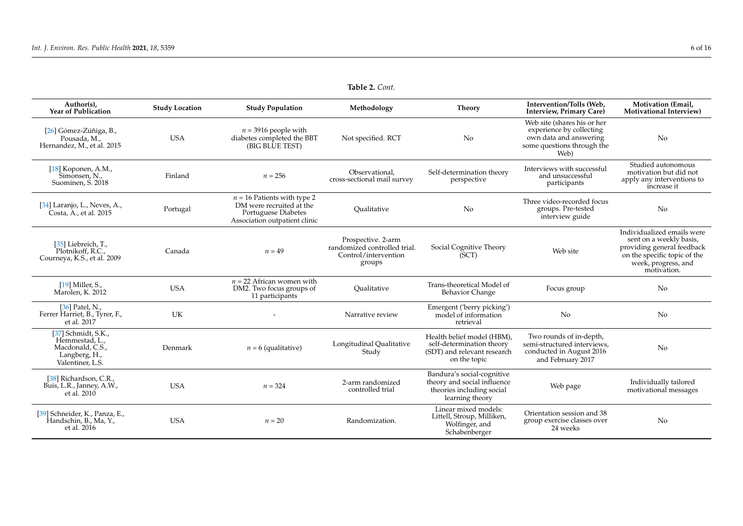**Table 2.** *Cont.*

| Author(s), Year of Publication | Study Location | Study Population | Methodology | Theory | Intervention/Tolls (Web, Interview, Primary Care) | Motivation (Email, Motivational Interview) |
|---|---|---|---|---|---|---|
| [26] Gómez-Zúñiga, B., Pousada, M., Hernandez, M., et al. 2015 | USA | $n$ = 3916 people with diabetes completed the BBT (BIG BLUE TEST) | Not specified. RCT | No | Web site (shares his or her experience by collecting own data and answering some questions through the Web) | No |
| [18] Koponen, A.M., Simonsen, N., Suominen, S. 2018 | Finland | $n$ = 256 | Observational, cross-sectional mail survey | Self-determination theory perspective | Interviews with successful and unsuccessful participants | Studied autonomous motivation but did not apply any interventions to increase it |
| [34] Laranjo, L., Neves, A., Costa, A., et al. 2015 | Portugal | $n$ = 16 Patients with type 2 DM were recruited at the Portuguese Diabetes Association outpatient clinic | Qualitative | No | Three video-recorded focus groups. Pre-tested interview guide | No |
| [35] Liebreich, T., Plotnikoff, R.C., Courneya, K.S., et al. 2009 | Canada | $n$ = 49 | Prospective. 2-arm randomized controlled trial. Control/intervention groups | Social Cognitive Theory (SCT) | Web site | Individualized emails were sent on a weekly basis, providing general feedback on the specific topic of the week, progress, and motivation. |
| [19] Miller, S., Marolen, K. 2012 | USA | $n$ = 22 African women with DM2. Two focus groups of 11 participants | Qualitative | Trans-theoretical Model of Behavior Change | Focus group | No |
| [36] Patel, N., Ferrer Harriet, B., Tyrer, F., et al. 2017 | UK | - | Narrative review | Emergent ('berry picking') model of information retrieval | No | No |
| [37] Schmidt, S.K., Hemmestad, L., Macdonald, C.S., Langberg, H., Valentiner, L.S. | Denmark | $n$ = 6 (qualitative) | Longitudinal Qualitative Study | Health belief model (HBM), self-determination theory (SDT) and relevant research on the topic | Two rounds of in-depth, semi-structured interviews, conducted in August 2016 and February 2017 | No |
| [38] Richardson, C.R., Buis, L.R., Janney, A.W., et al. 2010 | USA | $n$ = 324 | 2-arm randomized controlled trial | Bandura's social-cognitive theory and social influence theories including social learning theory | Web page | Individually tailored motivational messages |
| [39] Schneider, K., Panza, E., Handschin, B., Ma, Y., et al. 2016 | USA | $n$ = 20 | Randomization. | Linear mixed models: Littell, Stroup, Milliken, Wolfinger, and Schabenberger | Orientation session and 38 group exercise classes over 24 weeks | No |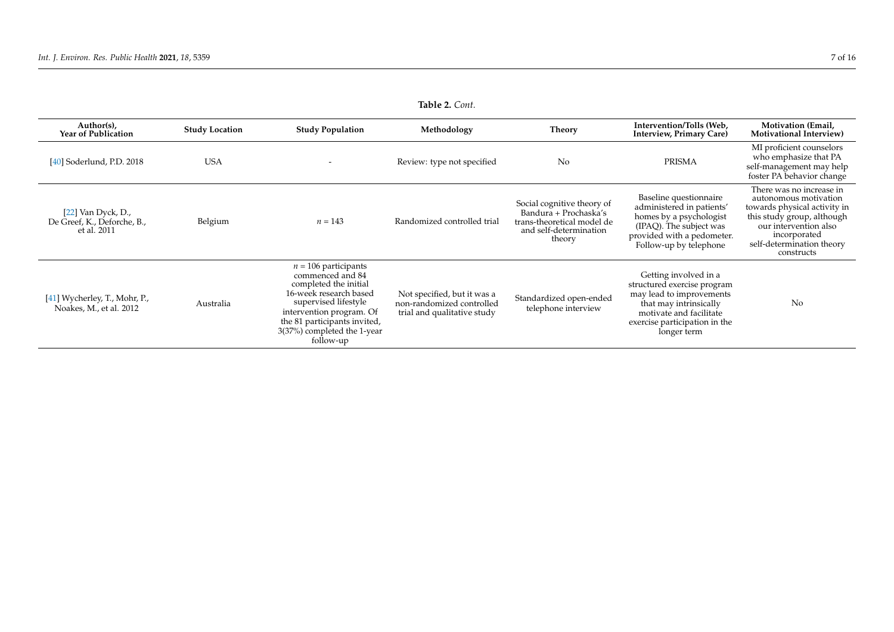**Table 2.** *Cont.*

| Author(s), Year of Publication | Study Location | Study Population | Methodology | Theory | Intervention/Tolls (Web, Interview, Primary Care) | Motivation (Email, Motivational Interview) |
|---|---|---|---|---|---|---|
| [40] Soderlund, P.D. 2018 | USA | - | Review: type not specified | No | PRISMA | MI proficient counselors who emphasize that PA self-management may help foster PA behavior change |
| [22] Van Dyck, D., De Greef, K., Deforche, B., et al. 2011 | Belgium | $n = 143$ | Randomized controlled trial | Social cognitive theory of Bandura + Prochaska's trans-theoretical model de and self-determination theory | Baseline questionnaire administered in patients' homes by a psychologist (IPAQ). The subject was provided with a pedometer. Follow-up by telephone | There was no increase in autonomous motivation towards physical activity in this study group, although our intervention also incorporated self-determination theory constructs |
| [41] Wycherley, T., Mohr, P., Noakes, M., et al. 2012 | Australia | $n = 106$ participants commenced and 84 completed the initial 16-week research based supervised lifestyle intervention program. Of the 81 participants invited, 3(37%) completed the 1-year follow-up | Not specified, but it was a non-randomized controlled trial and qualitative study | Standardized open-ended telephone interview | Getting involved in a structured exercise program may lead to improvements that may intrinsically motivate and facilitate exercise participation in the longer term | No |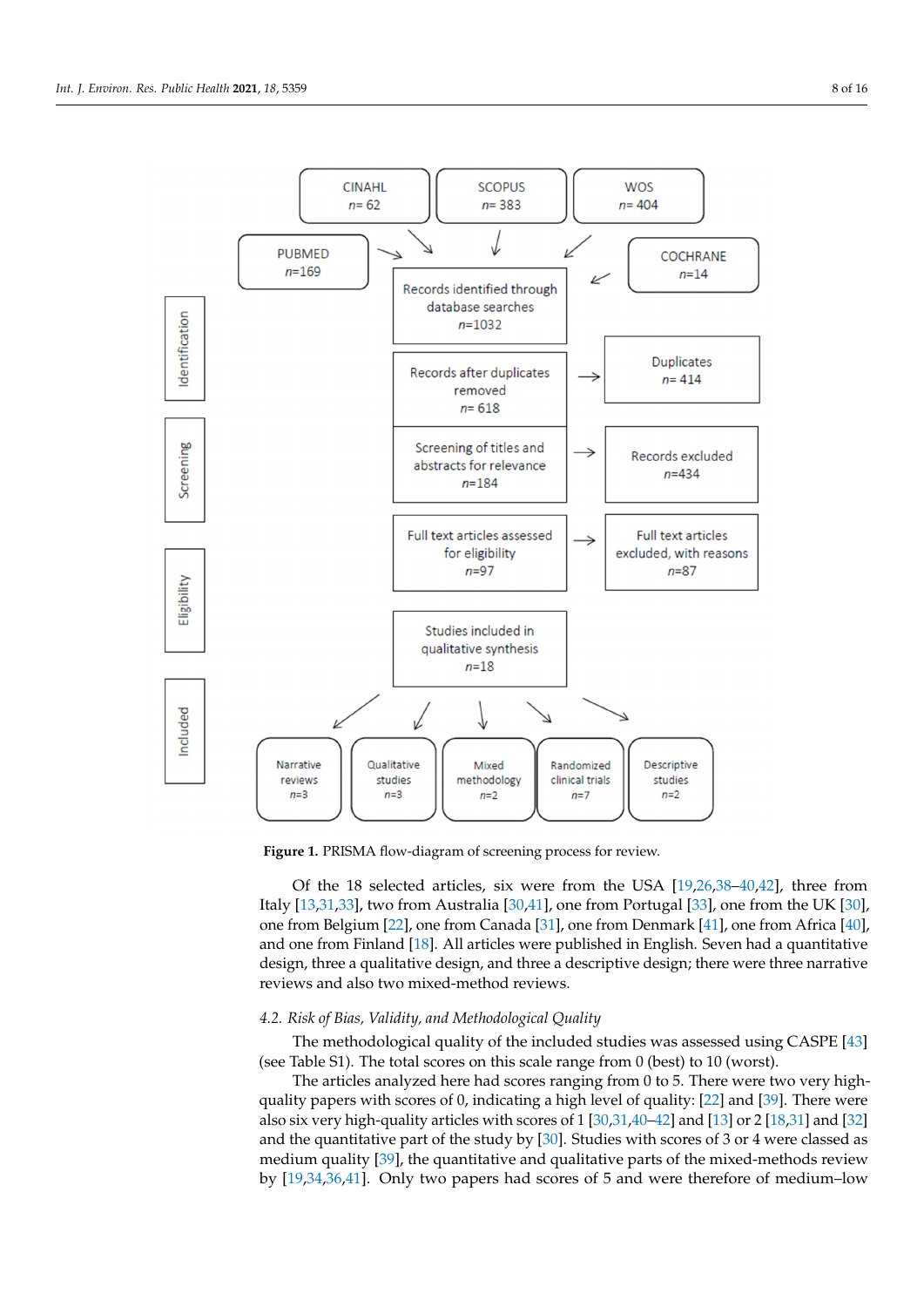Figure 1. PRISMA flow-diagram of screening process for review.

Of the 18 selected articles, six were from the USA [19,26,38–40,42], three from Italy [13,31,33], two from Australia [30,41], one from Portugal [33], one from the UK [30], one from Belgium [22], one from Canada [31], one from Denmark [41], one from Africa [40], and one from Finland [18]. All articles were published in English. Seven had a quantitative design, three a qualitative design, and three a descriptive design; there were three narrative reviews and also two mixed-method reviews.

### 4.2. Risk of Bias, Validity, and Methodological Quality

The methodological quality of the included studies was assessed using CASPE [43] (see Table S1). The total scores on this scale range from 0 (best) to 10 (worst).

The articles analyzed here had scores ranging from 0 to 5. There were two very high-quality papers with scores of 0, indicating a high level of quality: [22] and [39]. There were also six very high-quality articles with scores of 1 [30,31,40–42] and [13] or 2 [18,31] and [32] and the quantitative part of the study by [30]. Studies with scores of 3 or 4 were classed as medium quality [39], the quantitative and qualitative parts of the mixed-methods review by [19,34,36,41]. Only two papers had scores of 5 and were therefore of medium–low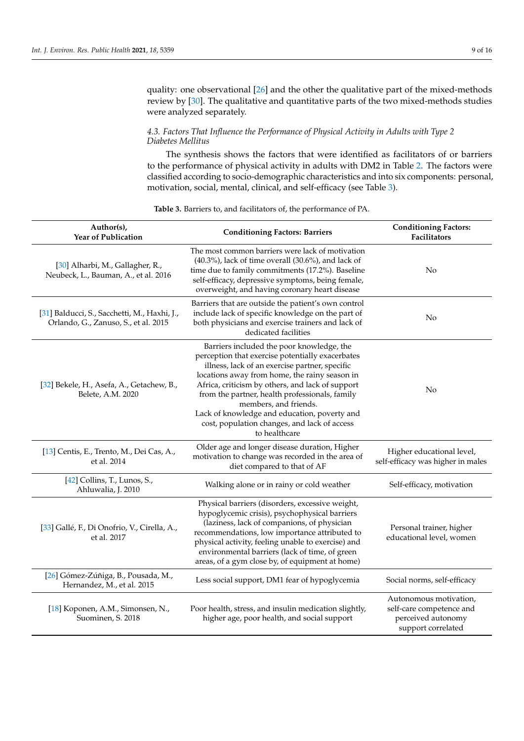quality: one observational [26] and the other the qualitative part of the mixed-methods review by [30]. The qualitative and quantitative parts of the two mixed-methods studies were analyzed separately.

### 4.3. Factors That Influence the Performance of Physical Activity in Adults with Type 2 Diabetes Mellitus

The synthesis shows the factors that were identified as facilitators of or barriers to the performance of physical activity in adults with DM2 in Table 2. The factors were classified according to socio-demographic characteristics and into six components: personal, motivation, social, mental, clinical, and self-efficacy (see Table 3).

**Table 3.** Barriers to, and facilitators of, the performance of PA.

| Author(s), Year of Publication | Conditioning Factors: Barriers | Conditioning Factors: Facilitators |
|---|---|---|
| [30] Alharbi, M., Gallagher, R., Neubeck, L., Bauman, A., et al. 2016 | The most common barriers were lack of motivation (40.3%), lack of time overall (30.6%), and lack of time due to family commitments (17.2%). Baseline self-efficacy, depressive symptoms, being female, overweight, and having coronary heart disease | No |
| [31] Balducci, S., Sacchetti, M., Haxhi, J., Orlando, G., Zanuso, S., et al. 2015 | Barriers that are outside the patient's own control include lack of specific knowledge on the part of both physicians and exercise trainers and lack of dedicated facilities | No |
| [32] Bekele, H., Asefa, A., Getachew, B., Belete, A.M. 2020 | Barriers included the poor knowledge, the perception that exercise potentially exacerbates illness, lack of an exercise partner, specific locations away from home, the rainy season in Africa, criticism by others, and lack of support from the partner, health professionals, family members, and friends. Lack of knowledge and education, poverty and cost, population changes, and lack of access to healthcare | No |
| [13] Centis, E., Trento, M., Dei Cas, A., et al. 2014 | Older age and longer disease duration, Higher motivation to change was recorded in the area of diet compared to that of AF | Higher educational level, self-efficacy was higher in males |
| [42] Collins, T., Lunos, S., Ahluwalia, J. 2010 | Walking alone or in rainy or cold weather | Self-efficacy, motivation |
| [33] Gallé, F., Di Onofrio, V., Cirella, A., et al. 2017 | Physical barriers (disorders, excessive weight, hypoglycemic crisis), psychophysical barriers (laziness, lack of companions, of physician recommendations, low importance attributed to physical activity, feeling unable to exercise) and environmental barriers (lack of time, of green areas, of a gym close by, of equipment at home) | Personal trainer, higher educational level, women |
| [26] Gómez-Zúñiga, B., Pousada, M., Hernandez, M., et al. 2015 | Less social support, DM1 fear of hypoglycemia | Social norms, self-efficacy |
| [18] Koponen, A.M., Simonsen, N., Suominen, S. 2018 | Poor health, stress, and insulin medication slightly, higher age, poor health, and social support | Autonomous motivation, self-care competence and perceived autonomy support correlated |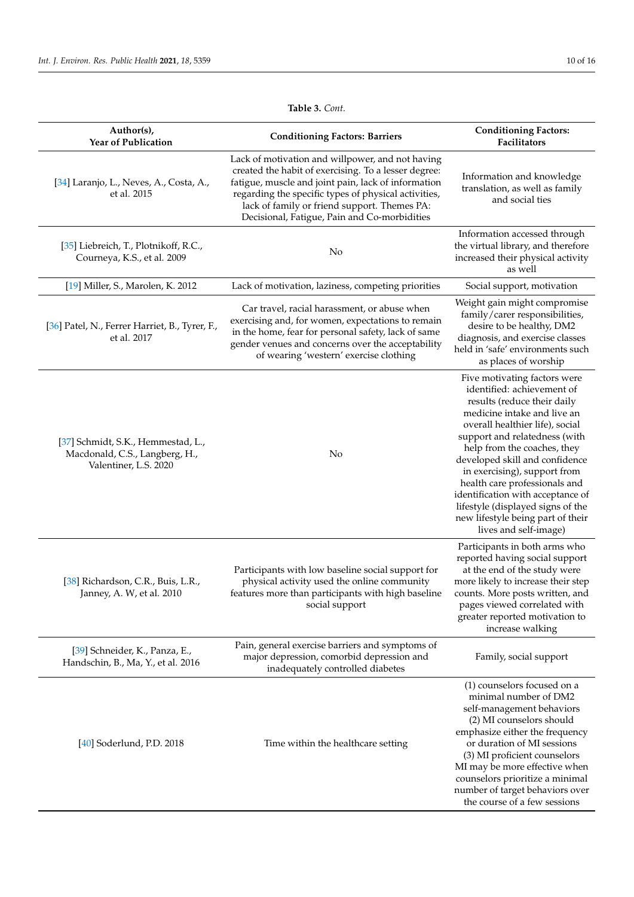**Table 3.** *Cont.*

| Author(s), Year of Publication | Conditioning Factors: Barriers | Conditioning Factors: Facilitators |
|---|---|---|
| [34] Laranjo, L., Neves, A., Costa, A., et al. 2015 | Lack of motivation and willpower, and not having created the habit of exercising. To a lesser degree: fatigue, muscle and joint pain, lack of information regarding the specific types of physical activities, lack of family or friend support. Themes PA: Decisional, Fatigue, Pain and Co-morbidities | Information and knowledge translation, as well as family and social ties |
| [35] Liebreich, T., Plotnikoff, R.C., Courneya, K.S., et al. 2009 | No | Information accessed through the virtual library, and therefore increased their physical activity as well |
| [19] Miller, S., Marolen, K. 2012 | Lack of motivation, laziness, competing priorities | Social support, motivation |
| [36] Patel, N., Ferrer Harriet, B., Tyrer, F., et al. 2017 | Car travel, racial harassment, or abuse when exercising and, for women, expectations to remain in the home, fear for personal safety, lack of same gender venues and concerns over the acceptability of wearing 'western' exercise clothing | Weight gain might compromise family/carer responsibilities, desire to be healthy, DM2 diagnosis, and exercise classes held in 'safe' environments such as places of worship |
| [37] Schmidt, S.K., Hemmestad, L., Macdonald, C.S., Langberg, H., Valentiner, L.S. 2020 | No | Five motivating factors were identified: achievement of results (reduce their daily medicine intake and live an overall healthier life), social support and relatedness (with help from the coaches, they developed skill and confidence in exercising), support from health care professionals and identification with acceptance of lifestyle (displayed signs of the new lifestyle being part of their lives and self-image) |
| [38] Richardson, C.R., Buis, L.R., Janney, A. W, et al. 2010 | Participants with low baseline social support for physical activity used the online community features more than participants with high baseline social support | Participants in both arms who reported having social support at the end of the study were more likely to increase their step counts. More posts written, and pages viewed correlated with greater reported motivation to increase walking |
| [39] Schneider, K., Panza, E., Handschin, B., Ma, Y., et al. 2016 | Pain, general exercise barriers and symptoms of major depression, comorbid depression and inadequately controlled diabetes | Family, social support |
| [40] Soderlund, P.D. 2018 | Time within the healthcare setting | (1) counselors focused on a minimal number of DM2 self-management behaviors (2) MI counselors should emphasize either the frequency or duration of MI sessions (3) MI proficient counselors MI may be more effective when counselors prioritize a minimal number of target behaviors over the course of a few sessions |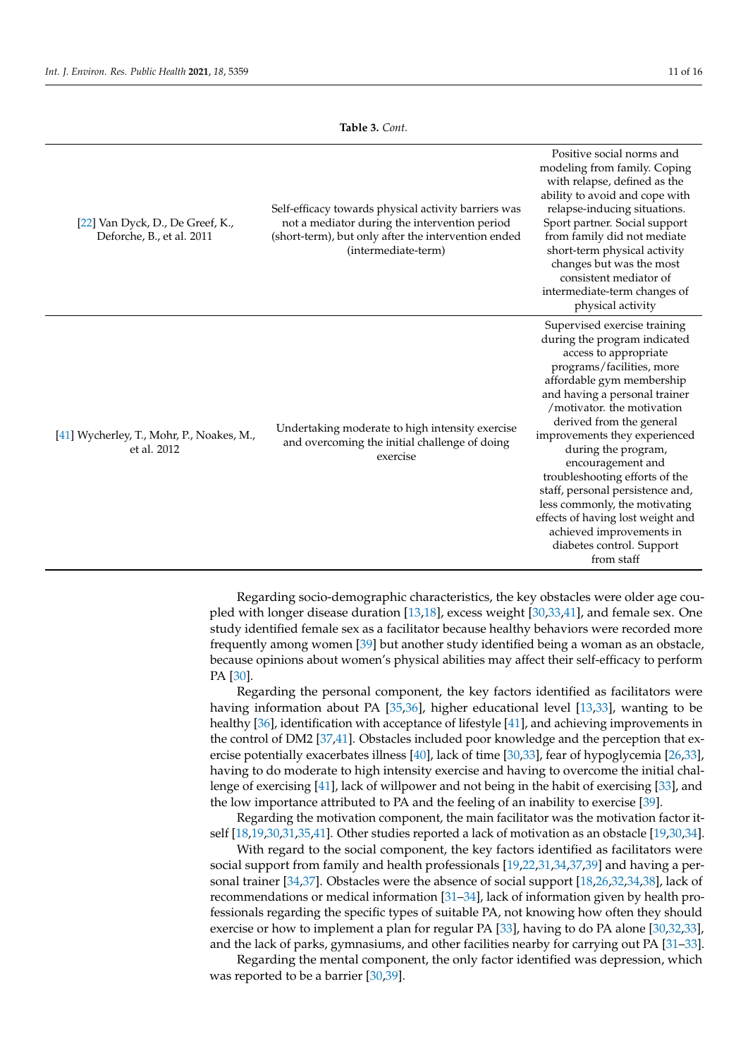**Table 3.** *Cont.*

| | | |
|---|---|---|
| [22] Van Dyck, D., De Greef, K., Deforche, B., et al. 2011 | Self-efficacy towards physical activity barriers was not a mediator during the intervention period (short-term), but only after the intervention ended (intermediate-term) | Positive social norms and modeling from family. Coping with relapse, defined as the ability to avoid and cope with relapse-inducing situations. Sport partner. Social support from family did not mediate short-term physical activity changes but was the most consistent mediator of intermediate-term changes of physical activity |
| [41] Wycherley, T., Mohr, P., Noakes, M., et al. 2012 | Undertaking moderate to high intensity exercise and overcoming the initial challenge of doing exercise | Supervised exercise training during the program indicated access to appropriate programs/facilities, more affordable gym membership and having a personal trainer /motivator. the motivation derived from the general improvements they experienced during the program, encouragement and troubleshooting efforts of the staff, personal persistence and, less commonly, the motivating effects of having lost weight and achieved improvements in diabetes control. Support from staff |

Regarding socio-demographic characteristics, the key obstacles were older age coupled with longer disease duration [13,18], excess weight [30,33,41], and female sex. One study identified female sex as a facilitator because healthy behaviors were recorded more frequently among women [39] but another study identified being a woman as an obstacle, because opinions about women's physical abilities may affect their self-efficacy to perform PA [30].

Regarding the personal component, the key factors identified as facilitators were having information about PA [35,36], higher educational level [13,33], wanting to be healthy [36], identification with acceptance of lifestyle [41], and achieving improvements in the control of DM2 [37,41]. Obstacles included poor knowledge and the perception that exercise potentially exacerbates illness [40], lack of time [30,33], fear of hypoglycemia [26,33], having to do moderate to high intensity exercise and having to overcome the initial challenge of exercising [41], lack of willpower and not being in the habit of exercising [33], and the low importance attributed to PA and the feeling of an inability to exercise [39].

Regarding the motivation component, the main facilitator was the motivation factor itself [18,19,30,31,35,41]. Other studies reported a lack of motivation as an obstacle [19,30,34].

With regard to the social component, the key factors identified as facilitators were social support from family and health professionals [19,22,31,34,37,39] and having a personal trainer [34,37]. Obstacles were the absence of social support [18,26,32,34,38], lack of recommendations or medical information [31–34], lack of information given by health professionals regarding the specific types of suitable PA, not knowing how often they should exercise or how to implement a plan for regular PA [33], having to do PA alone [30,32,33], and the lack of parks, gymnasiums, and other facilities nearby for carrying out PA [31–33].

Regarding the mental component, the only factor identified was depression, which was reported to be a barrier [30,39].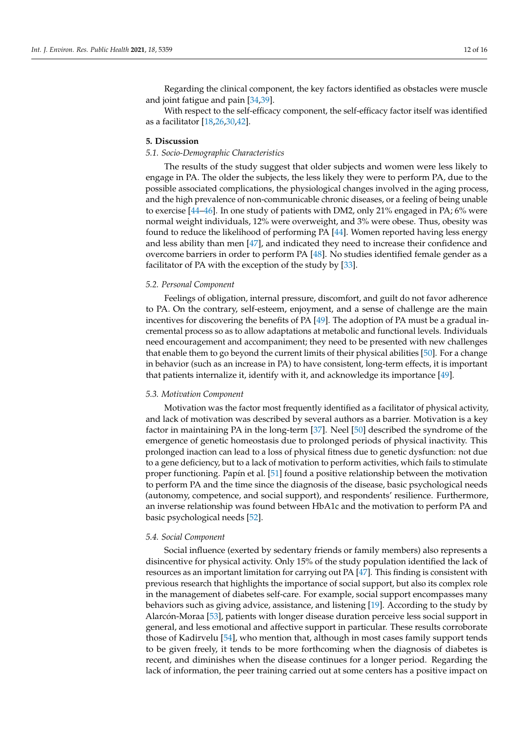Regarding the clinical component, the key factors identified as obstacles were muscle and joint fatigue and pain [34,39].

With respect to the self-efficacy component, the self-efficacy factor itself was identified as a facilitator [18,26,30,42].

## 5. Discussion

### *5.1. Socio-Demographic Characteristics*

The results of the study suggest that older subjects and women were less likely to engage in PA. The older the subjects, the less likely they were to perform PA, due to the possible associated complications, the physiological changes involved in the aging process, and the high prevalence of non-communicable chronic diseases, or a feeling of being unable to exercise [44–46]. In one study of patients with DM2, only 21% engaged in PA; 6% were normal weight individuals, 12% were overweight, and 3% were obese. Thus, obesity was found to reduce the likelihood of performing PA [44]. Women reported having less energy and less ability than men [47], and indicated they need to increase their confidence and overcome barriers in order to perform PA [48]. No studies identified female gender as a facilitator of PA with the exception of the study by [33].

### *5.2. Personal Component*

Feelings of obligation, internal pressure, discomfort, and guilt do not favor adherence to PA. On the contrary, self-esteem, enjoyment, and a sense of challenge are the main incentives for discovering the benefits of PA [49]. The adoption of PA must be a gradual incremental process so as to allow adaptations at metabolic and functional levels. Individuals need encouragement and accompaniment; they need to be presented with new challenges that enable them to go beyond the current limits of their physical abilities [50]. For a change in behavior (such as an increase in PA) to have consistent, long-term effects, it is important that patients internalize it, identify with it, and acknowledge its importance [49].

### *5.3. Motivation Component*

Motivation was the factor most frequently identified as a facilitator of physical activity, and lack of motivation was described by several authors as a barrier. Motivation is a key factor in maintaining PA in the long-term [37]. Neel [50] described the syndrome of the emergence of genetic homeostasis due to prolonged periods of physical inactivity. This prolonged inaction can lead to a loss of physical fitness due to genetic dysfunction: not due to a gene deficiency, but to a lack of motivation to perform activities, which fails to stimulate proper functioning. Papín et al. [51] found a positive relationship between the motivation to perform PA and the time since the diagnosis of the disease, basic psychological needs (autonomy, competence, and social support), and respondents' resilience. Furthermore, an inverse relationship was found between HbA1c and the motivation to perform PA and basic psychological needs [52].

### *5.4. Social Component*

Social influence (exerted by sedentary friends or family members) also represents a disincentive for physical activity. Only 15% of the study population identified the lack of resources as an important limitation for carrying out PA [47]. This finding is consistent with previous research that highlights the importance of social support, but also its complex role in the management of diabetes self-care. For example, social support encompasses many behaviors such as giving advice, assistance, and listening [19]. According to the study by Alarcón-Moraa [53], patients with longer disease duration perceive less social support in general, and less emotional and affective support in particular. These results corroborate those of Kadirvelu [54], who mention that, although in most cases family support tends to be given freely, it tends to be more forthcoming when the diagnosis of diabetes is recent, and diminishes when the disease continues for a longer period. Regarding the lack of information, the peer training carried out at some centers has a positive impact on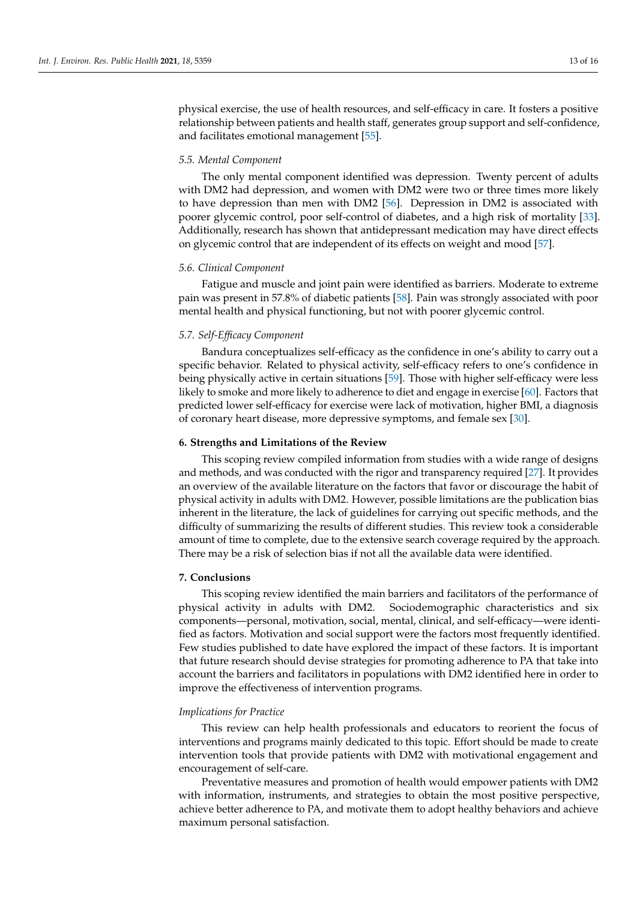physical exercise, the use of health resources, and self-efficacy in care. It fosters a positive relationship between patients and health staff, generates group support and self-confidence, and facilitates emotional management [55].

### *5.5. Mental Component*

The only mental component identified was depression. Twenty percent of adults with DM2 had depression, and women with DM2 were two or three times more likely to have depression than men with DM2 [56]. Depression in DM2 is associated with poorer glycemic control, poor self-control of diabetes, and a high risk of mortality [33]. Additionally, research has shown that antidepressant medication may have direct effects on glycemic control that are independent of its effects on weight and mood [57].

### *5.6. Clinical Component*

Fatigue and muscle and joint pain were identified as barriers. Moderate to extreme pain was present in 57.8% of diabetic patients [58]. Pain was strongly associated with poor mental health and physical functioning, but not with poorer glycemic control.

### *5.7. Self-Efficacy Component*

Bandura conceptualizes self-efficacy as the confidence in one's ability to carry out a specific behavior. Related to physical activity, self-efficacy refers to one's confidence in being physically active in certain situations [59]. Those with higher self-efficacy were less likely to smoke and more likely to adherence to diet and engage in exercise [60]. Factors that predicted lower self-efficacy for exercise were lack of motivation, higher BMI, a diagnosis of coronary heart disease, more depressive symptoms, and female sex [30].

## **6. Strengths and Limitations of the Review**

This scoping review compiled information from studies with a wide range of designs and methods, and was conducted with the rigor and transparency required [27]. It provides an overview of the available literature on the factors that favor or discourage the habit of physical activity in adults with DM2. However, possible limitations are the publication bias inherent in the literature, the lack of guidelines for carrying out specific methods, and the difficulty of summarizing the results of different studies. This review took a considerable amount of time to complete, due to the extensive search coverage required by the approach. There may be a risk of selection bias if not all the available data were identified.

## **7. Conclusions**

This scoping review identified the main barriers and facilitators of the performance of physical activity in adults with DM2. Sociodemographic characteristics and six components—personal, motivation, social, mental, clinical, and self-efficacy—were identified as factors. Motivation and social support were the factors most frequently identified. Few studies published to date have explored the impact of these factors. It is important that future research should devise strategies for promoting adherence to PA that take into account the barriers and facilitators in populations with DM2 identified here in order to improve the effectiveness of intervention programs.

### *Implications for Practice*

This review can help health professionals and educators to reorient the focus of interventions and programs mainly dedicated to this topic. Effort should be made to create intervention tools that provide patients with DM2 with motivational engagement and encouragement of self-care.

Preventative measures and promotion of health would empower patients with DM2 with information, instruments, and strategies to obtain the most positive perspective, achieve better adherence to PA, and motivate them to adopt healthy behaviors and achieve maximum personal satisfaction.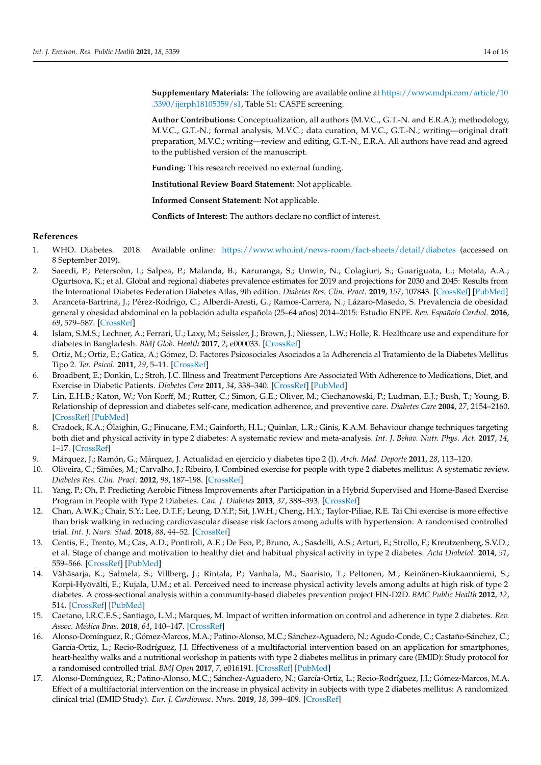**Supplementary Materials:** The following are available online at https://www.mdpi.com/article/10.3390/ijerph18105359/s1, Table S1: CASPE screening.

**Author Contributions:** Conceptualization, all authors (M.V.C., G.T.-N. and E.R.A.); methodology, M.V.C., G.T.-N.; formal analysis, M.V.C.; data curation, M.V.C., G.T.-N.; writing—original draft preparation, M.V.C.; writing—review and editing, G.T.-N., E.R.A. All authors have read and agreed to the published version of the manuscript.

**Funding:** This research received no external funding.

**Institutional Review Board Statement:** Not applicable.

**Informed Consent Statement:** Not applicable.

**Conflicts of Interest:** The authors declare no conflict of interest.

## References

1. WHO. Diabetes. 2018. Available online: https://www.who.int/news-room/fact-sheets/detail/diabetes (accessed on 8 September 2019).
2. Saeedi, P.; Petersohn, I.; Salpea, P.; Malanda, B.; Karuranga, S.; Unwin, N.; Colagiuri, S.; Guariguata, L.; Motala, A.A.; Ogurtsova, K.; et al. Global and regional diabetes prevalence estimates for 2019 and projections for 2030 and 2045: Results from the International Diabetes Federation Diabetes Atlas, 9th edition. *Diabetes Res. Clin. Pract.* **2019**, *157*, 107843. [CrossRef] [PubMed]
3. Aranceta-Bartrina, J.; Pérez-Rodrigo, C.; Alberdi-Aresti, G.; Ramos-Carrera, N.; Lázaro-Masedo, S. Prevalencia de obesidad general y obesidad abdominal en la población adulta española (25–64 años) 2014–2015: Estudio ENPE. *Rev. Española Cardiol.* **2016**, *69*, 579–587. [CrossRef]
4. Islam, S.M.S.; Lechner, A.; Ferrari, U.; Laxy, M.; Seissler, J.; Brown, J.; Niessen, L.W.; Holle, R. Healthcare use and expenditure for diabetes in Bangladesh. *BMJ Glob. Health* **2017**, *2*, e000033. [CrossRef]
5. Ortiz, M.; Ortiz, E.; Gatica, A.; Gómez, D. Factores Psicosociales Asociados a la Adherencia al Tratamiento de la Diabetes Mellitus Tipo 2. *Ter. Psicol.* **2011**, *29*, 5–11. [CrossRef]
6. Broadbent, E.; Donkin, L.; Stroh, J.C. Illness and Treatment Perceptions Are Associated With Adherence to Medications, Diet, and Exercise in Diabetic Patients. *Diabetes Care* **2011**, *34*, 338–340. [CrossRef] [PubMed]
7. Lin, E.H.B.; Katon, W.; Von Korff, M.; Rutter, C.; Simon, G.E.; Oliver, M.; Ciechanowski, P.; Ludman, E.J.; Bush, T.; Young, B. Relationship of depression and diabetes self-care, medication adherence, and preventive care. *Diabetes Care* **2004**, *27*, 2154–2160. [CrossRef] [PubMed]
8. Cradock, K.A.; Ólaighin, G.; Finucane, F.M.; Gainforth, H.L.; Quinlan, L.R.; Ginis, K.A.M. Behaviour change techniques targeting both diet and physical activity in type 2 diabetes: A systematic review and meta-analysis. *Int. J. Behav. Nutr. Phys. Act.* **2017**, *14*, 1–17. [CrossRef]
9. Márquez, J.; Ramón, G.; Márquez, J. Actualidad en ejercicio y diabetes tipo 2 (I). *Arch. Med. Deporte* **2011**, *28*, 113–120.
10. Oliveira, C.; Simões, M.; Carvalho, J.; Ribeiro, J. Combined exercise for people with type 2 diabetes mellitus: A systematic review. *Diabetes Res. Clin. Pract.* **2012**, *98*, 187–198. [CrossRef]
11. Yang, P.; Oh, P. Predicting Aerobic Fitness Improvements after Participation in a Hybrid Supervised and Home-Based Exercise Program in People with Type 2 Diabetes. *Can. J. Diabetes* **2013**, *37*, 388–393. [CrossRef]
12. Chan, A.W.K.; Chair, S.Y.; Lee, D.T.F.; Leung, D.Y.P.; Sit, J.W.H.; Cheng, H.Y.; Taylor-Piliae, R.E. Tai Chi exercise is more effective than brisk walking in reducing cardiovascular disease risk factors among adults with hypertension: A randomised controlled trial. *Int. J. Nurs. Stud.* **2018**, *88*, 44–52. [CrossRef]
13. Centis, E.; Trento, M.; Cas, A.D.; Pontiroli, A.E.; De Feo, P.; Bruno, A.; Sasdelli, A.S.; Arturi, F.; Strollo, F.; Kreutzenberg, S.V.D.; et al. Stage of change and motivation to healthy diet and habitual physical activity in type 2 diabetes. *Acta Diabetol.* **2014**, *51*, 559–566. [CrossRef] [PubMed]
14. Vähäsarja, K.; Salmela, S.; Villberg, J.; Rintala, P.; Vanhala, M.; Saaristo, T.; Peltonen, M.; Keinänen-Kiukaanniemi, S.; Korpi-Hyövälti, E.; Kujala, U.M.; et al. Perceived need to increase physical activity levels among adults at high risk of type 2 diabetes. A cross-sectional analysis within a community-based diabetes prevention project FIN-D2D. *BMC Public Health* **2012**, *12*, 514. [CrossRef] [PubMed]
15. Caetano, I.R.C.E.S.; Santiago, L.M.; Marques, M. Impact of written information on control and adherence in type 2 diabetes. *Rev. Assoc. Médica Bras.* **2018**, *64*, 140–147. [CrossRef]
16. Alonso-Domínguez, R.; Gómez-Marcos, M.A.; Patino-Alonso, M.C.; Sánchez-Aguadero, N.; Agudo-Conde, C.; Castaño-Sánchez, C.; García-Ortiz, L.; Recio-Rodríguez, J.I. Effectiveness of a multifactorial intervention based on an application for smartphones, heart-healthy walks and a nutritional workshop in patients with type 2 diabetes mellitus in primary care (EMID): Study protocol for a randomised controlled trial. *BMJ Open* **2017**, *7*, e016191. [CrossRef] [PubMed]
17. Alonso-Domínguez, R.; Patino-Alonso, M.C.; Sánchez-Aguadero, N.; García-Ortiz, L.; Recio-Rodríguez, J.I.; Gómez-Marcos, M.A. Effect of a multifactorial intervention on the increase in physical activity in subjects with type 2 diabetes mellitus: A randomized clinical trial (EMID Study). *Eur. J. Cardiovasc. Nurs.* **2019**, *18*, 399–409. [CrossRef]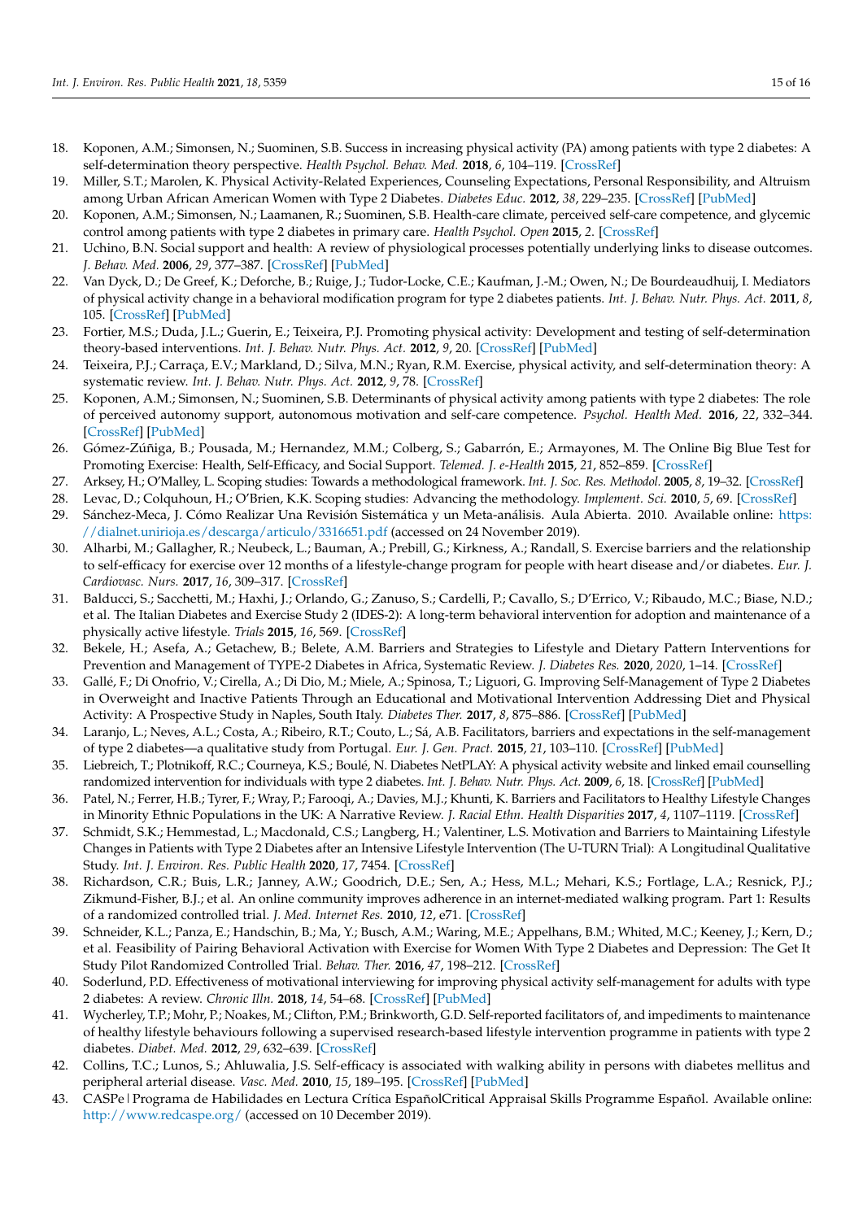18. Koponen, A.M.; Simonsen, N.; Suominen, S.B. Success in increasing physical activity (PA) among patients with type 2 diabetes: A self-determination theory perspective. *Health Psychol. Behav. Med.* **2018**, *6*, 104–119. [CrossRef]
19. Miller, S.T.; Marolen, K. Physical Activity-Related Experiences, Counseling Expectations, Personal Responsibility, and Altruism among Urban African American Women with Type 2 Diabetes. *Diabetes Educ.* **2012**, *38*, 229–235. [CrossRef] [PubMed]
20. Koponen, A.M.; Simonsen, N.; Laamanen, R.; Suominen, S.B. Health-care climate, perceived self-care competence, and glycemic control among patients with type 2 diabetes in primary care. *Health Psychol. Open* **2015**, *2*. [CrossRef]
21. Uchino, B.N. Social support and health: A review of physiological processes potentially underlying links to disease outcomes. *J. Behav. Med.* **2006**, *29*, 377–387. [CrossRef] [PubMed]
22. Van Dyck, D.; De Greef, K.; Deforche, B.; Ruige, J.; Tudor-Locke, C.E.; Kaufman, J.-M.; Owen, N.; De Bourdeaudhuij, I. Mediators of physical activity change in a behavioral modification program for type 2 diabetes patients. *Int. J. Behav. Nutr. Phys. Act.* **2011**, *8*, 105. [CrossRef] [PubMed]
23. Fortier, M.S.; Duda, J.L.; Guerin, E.; Teixeira, P.J. Promoting physical activity: Development and testing of self-determination theory-based interventions. *Int. J. Behav. Nutr. Phys. Act.* **2012**, *9*, 20. [CrossRef] [PubMed]
24. Teixeira, P.J.; Carraça, E.V.; Markland, D.; Silva, M.N.; Ryan, R.M. Exercise, physical activity, and self-determination theory: A systematic review. *Int. J. Behav. Nutr. Phys. Act.* **2012**, *9*, 78. [CrossRef]
25. Koponen, A.M.; Simonsen, N.; Suominen, S.B. Determinants of physical activity among patients with type 2 diabetes: The role of perceived autonomy support, autonomous motivation and self-care competence. *Psychol. Health Med.* **2016**, *22*, 332–344. [CrossRef] [PubMed]
26. Gómez-Zúñiga, B.; Pousada, M.; Hernandez, M.M.; Colberg, S.; Gabarrón, E.; Armayones, M. The Online Big Blue Test for Promoting Exercise: Health, Self-Efficacy, and Social Support. *Telemed. J. e-Health* **2015**, *21*, 852–859. [CrossRef]
27. Arksey, H.; O'Malley, L. Scoping studies: Towards a methodological framework. *Int. J. Soc. Res. Methodol.* **2005**, *8*, 19–32. [CrossRef]
28. Levac, D.; Colquhoun, H.; O'Brien, K.K. Scoping studies: Advancing the methodology. *Implement. Sci.* **2010**, *5*, 69. [CrossRef]
29. Sánchez-Meca, J. Cómo Realizar Una Revisión Sistemática y un Meta-análisis. Aula Abierta. 2010. Available online: https://dialnet.unirioja.es/descarga/articulo/3316651.pdf (accessed on 24 November 2019).
30. Alharbi, M.; Gallagher, R.; Neubeck, L.; Bauman, A.; Prebill, G.; Kirkness, A.; Randall, S. Exercise barriers and the relationship to self-efficacy for exercise over 12 months of a lifestyle-change program for people with heart disease and/or diabetes. *Eur. J. Cardiovasc. Nurs.* **2017**, *16*, 309–317. [CrossRef]
31. Balducci, S.; Sacchetti, M.; Haxhi, J.; Orlando, G.; Zanuso, S.; Cardelli, P.; Cavallo, S.; D'Errico, V.; Ribaudo, M.C.; Biase, N.D.; et al. The Italian Diabetes and Exercise Study 2 (IDES-2): A long-term behavioral intervention for adoption and maintenance of a physically active lifestyle. *Trials* **2015**, *16*, 569. [CrossRef]
32. Bekele, H.; Asefa, A.; Getachew, B.; Belete, A.M. Barriers and Strategies to Lifestyle and Dietary Pattern Interventions for Prevention and Management of TYPE-2 Diabetes in Africa, Systematic Review. *J. Diabetes Res.* **2020**, *2020*, 1–14. [CrossRef]
33. Gallé, F.; Di Onofrio, V.; Cirella, A.; Di Dio, M.; Miele, A.; Spinosa, T.; Liguori, G. Improving Self-Management of Type 2 Diabetes in Overweight and Inactive Patients Through an Educational and Motivational Intervention Addressing Diet and Physical Activity: A Prospective Study in Naples, South Italy. *Diabetes Ther.* **2017**, *8*, 875–886. [CrossRef] [PubMed]
34. Laranjo, L.; Neves, A.L.; Costa, A.; Ribeiro, R.T.; Couto, L.; Sá, A.B. Facilitators, barriers and expectations in the self-management of type 2 diabetes—a qualitative study from Portugal. *Eur. J. Gen. Pract.* **2015**, *21*, 103–110. [CrossRef] [PubMed]
35. Liebreich, T.; Plotnikoff, R.C.; Courneya, K.S.; Boulé, N. Diabetes NetPLAY: A physical activity website and linked email counselling randomized intervention for individuals with type 2 diabetes. *Int. J. Behav. Nutr. Phys. Act.* **2009**, *6*, 18. [CrossRef] [PubMed]
36. Patel, N.; Ferrer, H.B.; Tyrer, F.; Wray, P.; Farooqi, A.; Davies, M.J.; Khunti, K. Barriers and Facilitators to Healthy Lifestyle Changes in Minority Ethnic Populations in the UK: A Narrative Review. *J. Racial Ethn. Health Disparities* **2017**, *4*, 1107–1119. [CrossRef]
37. Schmidt, S.K.; Hemmestad, L.; Macdonald, C.S.; Langberg, H.; Valentiner, L.S. Motivation and Barriers to Maintaining Lifestyle Changes in Patients with Type 2 Diabetes after an Intensive Lifestyle Intervention (The U-TURN Trial): A Longitudinal Qualitative Study. *Int. J. Environ. Res. Public Health* **2020**, *17*, 7454. [CrossRef]
38. Richardson, C.R.; Buis, L.R.; Janney, A.W.; Goodrich, D.E.; Sen, A.; Hess, M.L.; Mehari, K.S.; Fortlage, L.A.; Resnick, P.J.; Zikmund-Fisher, B.J.; et al. An online community improves adherence in an internet-mediated walking program. Part 1: Results of a randomized controlled trial. *J. Med. Internet Res.* **2010**, *12*, e71. [CrossRef]
39. Schneider, K.L.; Panza, E.; Handschin, B.; Ma, Y.; Busch, A.M.; Waring, M.E.; Appelhans, B.M.; Whited, M.C.; Keeney, J.; Kern, D.; et al. Feasibility of Pairing Behavioral Activation with Exercise for Women With Type 2 Diabetes and Depression: The Get It Study Pilot Randomized Controlled Trial. *Behav. Ther.* **2016**, *47*, 198–212. [CrossRef]
40. Soderlund, P.D. Effectiveness of motivational interviewing for improving physical activity self-management for adults with type 2 diabetes: A review. *Chronic Illn.* **2018**, *14*, 54–68. [CrossRef] [PubMed]
41. Wycherley, T.P.; Mohr, P.; Noakes, M.; Clifton, P.M.; Brinkworth, G.D. Self-reported facilitators of, and impediments to maintenance of healthy lifestyle behaviours following a supervised research-based lifestyle intervention programme in patients with type 2 diabetes. *Diabet. Med.* **2012**, *29*, 632–639. [CrossRef]
42. Collins, T.C.; Lunos, S.; Ahluwalia, J.S. Self-efficacy is associated with walking ability in persons with diabetes mellitus and peripheral arterial disease. *Vasc. Med.* **2010**, *15*, 189–195. [CrossRef] [PubMed]
43. CASPe | Programa de Habilidades en Lectura Crítica EspañolCritical Appraisal Skills Programme Español. Available online: http://www.redcaspe.org/ (accessed on 10 December 2019).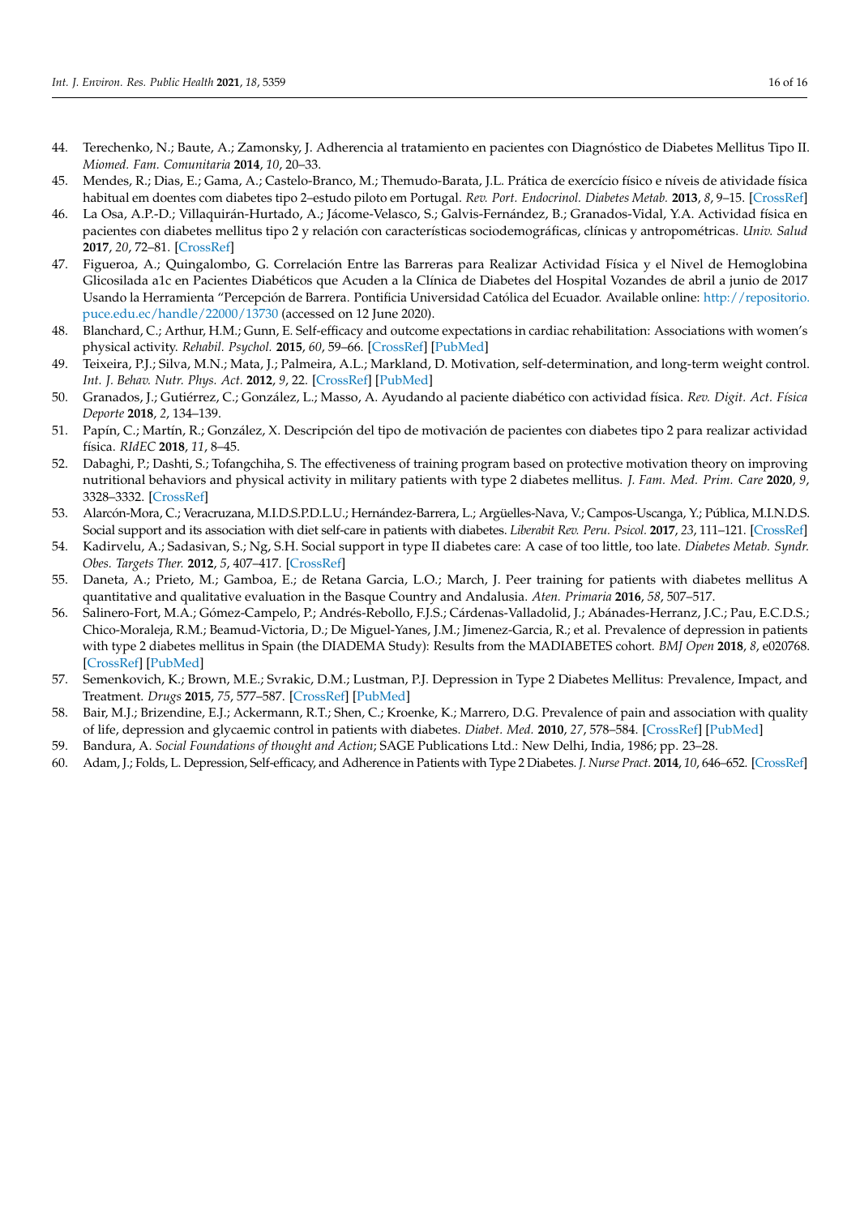44. Terechenko, N.; Baute, A.; Zamonsky, J. Adherencia al tratamiento en pacientes con Diagnóstico de Diabetes Mellitus Tipo II. *Miomed. Fam. Comunitaria* **2014**, *10*, 20–33.
45. Mendes, R.; Dias, E.; Gama, A.; Castelo-Branco, M.; Themudo-Barata, J.L. Prática de exercício físico e níveis de atividade física habitual em doentes com diabetes tipo 2–estudo piloto em Portugal. *Rev. Port. Endocrinol. Diabetes Metab.* **2013**, *8*, 9–15. [CrossRef]
46. La Osa, A.P.-D.; Villaquirán-Hurtado, A.; Jácome-Velasco, S.; Galvis-Fernández, B.; Granados-Vidal, Y.A. Actividad física en pacientes con diabetes mellitus tipo 2 y relación con características sociodemográficas, clínicas y antropométricas. *Univ. Salud* **2017**, *20*, 72–81. [CrossRef]
47. Figueroa, A.; Quingalombo, G. Correlación Entre las Barreras para Realizar Actividad Física y el Nivel de Hemoglobina Glicosilada a1c en Pacientes Diabéticos que Acuden a la Clínica de Diabetes del Hospital Vozandes de abril a junio de 2017 Usando la Herramienta "Percepción de Barrera. Pontificia Universidad Católica del Ecuador. Available online: http://repositorio.puce.edu.ec/handle/22000/13730 (accessed on 12 June 2020).
48. Blanchard, C.; Arthur, H.M.; Gunn, E. Self-efficacy and outcome expectations in cardiac rehabilitation: Associations with women's physical activity. *Rehabil. Psychol.* **2015**, *60*, 59–66. [CrossRef] [PubMed]
49. Teixeira, P.J.; Silva, M.N.; Mata, J.; Palmeira, A.L.; Markland, D. Motivation, self-determination, and long-term weight control. *Int. J. Behav. Nutr. Phys. Act.* **2012**, *9*, 22. [CrossRef] [PubMed]
50. Granados, J.; Gutiérrez, C.; González, L.; Masso, A. Ayudando al paciente diabético con actividad física. *Rev. Digit. Act. Física Deporte* **2018**, *2*, 134–139.
51. Papín, C.; Martín, R.; González, X. Descripción del tipo de motivación de pacientes con diabetes tipo 2 para realizar actividad física. *RIdEC* **2018**, *11*, 8–45.
52. Dabaghi, P.; Dashti, S.; Tofangchiha, S. The effectiveness of training program based on protective motivation theory on improving nutritional behaviors and physical activity in military patients with type 2 diabetes mellitus. *J. Fam. Med. Prim. Care* **2020**, *9*, 3328–3332. [CrossRef]
53. Alarcón-Mora, C.; Veracruzana, M.I.D.S.P.D.L.U.; Hernández-Barrera, L.; Argüelles-Nava, V.; Campos-Uscanga, Y.; Pública, M.I.N.D.S. Social support and its association with diet self-care in patients with diabetes. *Liberabit Rev. Peru. Psicol.* **2017**, *23*, 111–121. [CrossRef]
54. Kadirvelu, A.; Sadasivan, S.; Ng, S.H. Social support in type II diabetes care: A case of too little, too late. *Diabetes Metab. Syndr. Obes. Targets Ther.* **2012**, *5*, 407–417. [CrossRef]
55. Daneta, A.; Prieto, M.; Gamboa, E.; de Retana Garcia, L.O.; March, J. Peer training for patients with diabetes mellitus A quantitative and qualitative evaluation in the Basque Country and Andalusia. *Aten. Primaria* **2016**, *58*, 507–517.
56. Salinero-Fort, M.A.; Gómez-Campelo, P.; Andrés-Rebollo, F.J.S.; Cárdenas-Valladolid, J.; Abánades-Herranz, J.C.; Pau, E.C.D.S.; Chico-Moraleja, R.M.; Beamud-Victoria, D.; De Miguel-Yanes, J.M.; Jimenez-Garcia, R.; et al. Prevalence of depression in patients with type 2 diabetes mellitus in Spain (the DIADEMA Study): Results from the MADIABETES cohort. *BMJ Open* **2018**, *8*, e020768. [CrossRef] [PubMed]
57. Semenkovich, K.; Brown, M.E.; Svrakic, D.M.; Lustman, P.J. Depression in Type 2 Diabetes Mellitus: Prevalence, Impact, and Treatment. *Drugs* **2015**, *75*, 577–587. [CrossRef] [PubMed]
58. Bair, M.J.; Brizendine, E.J.; Ackermann, R.T.; Shen, C.; Kroenke, K.; Marrero, D.G. Prevalence of pain and association with quality of life, depression and glycaemic control in patients with diabetes. *Diabet. Med.* **2010**, *27*, 578–584. [CrossRef] [PubMed]
59. Bandura, A. *Social Foundations of thought and Action*; SAGE Publications Ltd.: New Delhi, India, 1986; pp. 23–28.
60. Adam, J.; Folds, L. Depression, Self-efficacy, and Adherence in Patients with Type 2 Diabetes. *J. Nurse Pract.* **2014**, *10*, 646–652. [CrossRef]